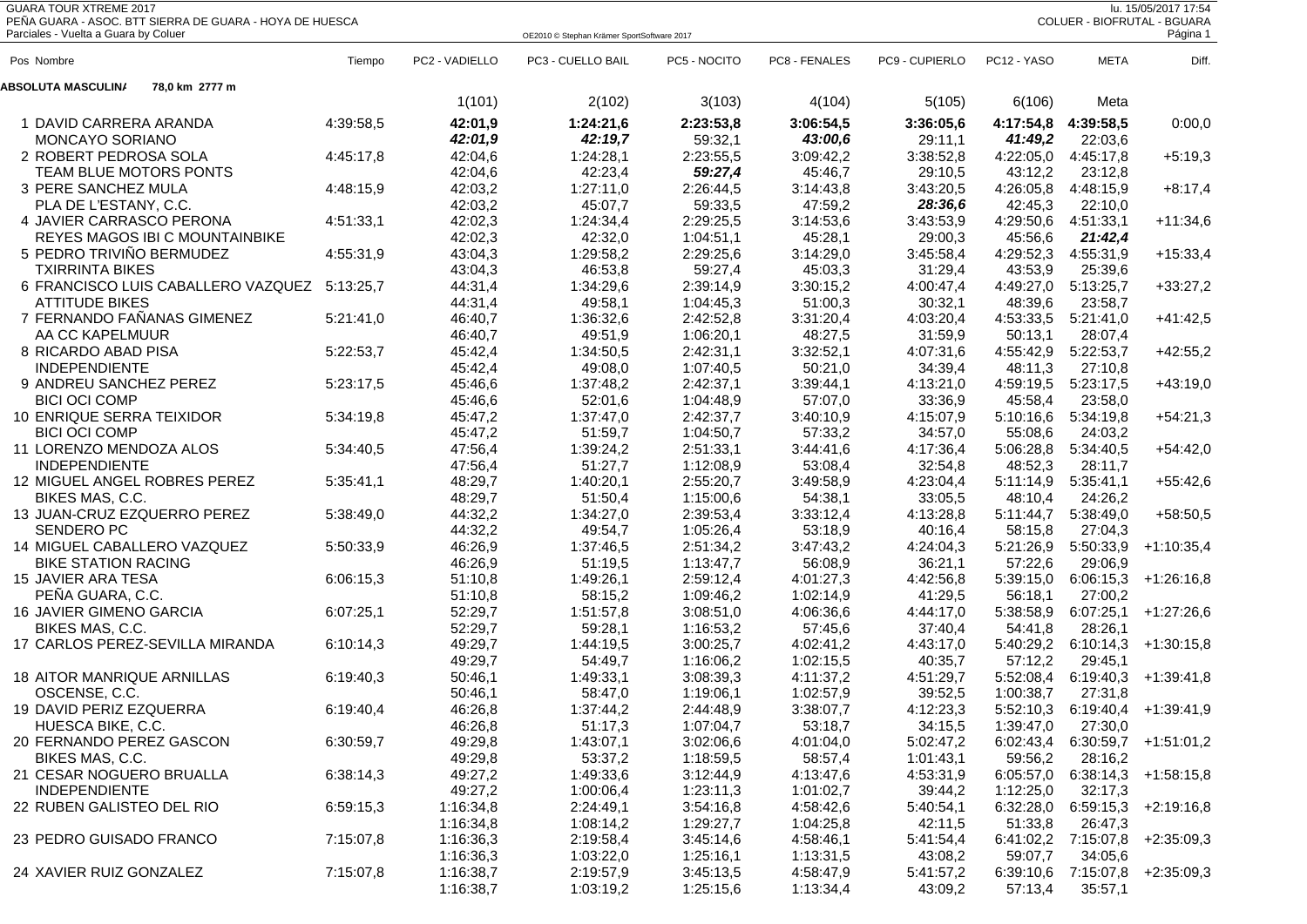GUARA TOUR XTREME 2017

PEÑA GUARA - ASOC. BTT SIERRA DE GUARA - HOYA DE HUESCA

Parciales - Vuelta a Guara by Coluer

lu. 15/05/2017 17:54

COLUER - BIOFRUTAL - BGUARA

**ABSOLUTA MASCULINA 78,0 km 2777 m**

| Pos | Nombre | Tiempo | PC2 - VADIELLO | PC3 - CUELLO BAIL | PC5 - NOCITO | PC8 - FENALES | PC9 - CUPIERLO | PC12 - YASO | META | Diff. |
|---|---|---|---|---|---|---|---|---|---|---|
| | | | 1(101) | 2(102) | 3(103) | 4(104) | 5(105) | 6(106) | Meta | |
| 1 | DAVID CARRERA ARANDA | 4:39:58,5 | **42:01,9** | **1:24:21,6** | **2:23:53,8** | **3:06:54,5** | **3:36:05,6** | **4:17:54,8** | **4:39:58,5** | 0:00,0 |
| | MONCAYO SORIANO | | ***42:01,9*** | ***42:19,7*** | 59:32,1 | ***43:00,6*** | 29:11,1 | ***41:49,2*** | 22:03,6 | |
| 2 | ROBERT PEDROSA SOLA | 4:45:17,8 | 42:04,6 | 1:24:28,1 | 2:23:55,5 | 3:09:42,2 | 3:38:52,8 | 4:22:05,0 | 4:45:17,8 | +5:19,3 |
| | TEAM BLUE MOTORS PONTS | | 42:04,6 | 42:23,4 | ***59:27,4*** | 45:46,7 | 29:10,5 | 43:12,2 | 23:12,8 | |
| 3 | PERE SANCHEZ MULA | 4:48:15,9 | 42:03,2 | 1:27:11,0 | 2:26:44,5 | 3:14:43,8 | 3:43:20,5 | 4:26:05,8 | 4:48:15,9 | +8:17,4 |
| | PLA DE L'ESTANY, C.C. | | 42:03,2 | 45:07,7 | 59:33,5 | 47:59,2 | ***28:36,6*** | 42:45,3 | 22:10,0 | |
| 4 | JAVIER CARRASCO PERONA | 4:51:33,1 | 42:02,3 | 1:24:34,4 | 2:29:25,5 | 3:14:53,6 | 3:43:53,9 | 4:29:50,6 | 4:51:33,1 | +11:34,6 |
| | REYES MAGOS IBI C MOUNTAINBIKE | | 42:02,3 | 42:32,0 | 1:04:51,1 | 45:28,1 | 29:00,3 | 45:56,6 | ***21:42,4*** | |
| 5 | PEDRO TRIVIÑO BERMUDEZ | 4:55:31,9 | 43:04,3 | 1:29:58,2 | 2:29:25,6 | 3:14:29,0 | 3:45:58,4 | 4:29:52,3 | 4:55:31,9 | +15:33,4 |
| | TXIRRINTA BIKES | | 43:04,3 | 46:53,8 | 59:27,4 | 45:03,3 | 31:29,4 | 43:53,9 | 25:39,6 | |
| 6 | FRANCISCO LUIS CABALLERO VAZQUEZ | 5:13:25,7 | 44:31,4 | 1:34:29,6 | 2:39:14,9 | 3:30:15,2 | 4:00:47,4 | 4:49:27,0 | 5:13:25,7 | +33:27,2 |
| | ATTITUDE BIKES | | 44:31,4 | 49:58,1 | 1:04:45,3 | 51:00,3 | 30:32,1 | 48:39,6 | 23:58,7 | |
| 7 | FERNANDO FAÑANAS GIMENEZ | 5:21:41,0 | 46:40,7 | 1:36:32,6 | 2:42:52,8 | 3:31:20,4 | 4:03:20,4 | 4:53:33,5 | 5:21:41,0 | +41:42,5 |
| | AA CC KAPELMUUR | | 46:40,7 | 49:51,9 | 1:06:20,1 | 48:27,5 | 31:59,9 | 50:13,1 | 28:07,4 | |
| 8 | RICARDO ABAD PISA | 5:22:53,7 | 45:42,4 | 1:34:50,5 | 2:42:31,1 | 3:32:52,1 | 4:07:31,6 | 4:55:42,9 | 5:22:53,7 | +42:55,2 |
| | INDEPENDIENTE | | 45:42,4 | 49:08,0 | 1:07:40,5 | 50:21,0 | 34:39,4 | 48:11,3 | 27:10,8 | |
| 9 | ANDREU SANCHEZ PEREZ | 5:23:17,5 | 45:46,6 | 1:37:48,2 | 2:42:37,1 | 3:39:44,1 | 4:13:21,0 | 4:59:19,5 | 5:23:17,5 | +43:19,0 |
| | BICI OCI COMP | | 45:46,6 | 52:01,6 | 1:04:48,9 | 57:07,0 | 33:36,9 | 45:58,4 | 23:58,0 | |
| 10 | ENRIQUE SERRA TEIXIDOR | 5:34:19,8 | 45:47,2 | 1:37:47,0 | 2:42:37,7 | 3:40:10,9 | 4:15:07,9 | 5:10:16,6 | 5:34:19,8 | +54:21,3 |
| | BICI OCI COMP | | 45:47,2 | 51:59,7 | 1:04:50,7 | 57:33,2 | 34:57,0 | 55:08,6 | 24:03,2 | |
| 11 | LORENZO MENDOZA ALOS | 5:34:40,5 | 47:56,4 | 1:39:24,2 | 2:51:33,1 | 3:44:41,6 | 4:17:36,4 | 5:06:28,8 | 5:34:40,5 | +54:42,0 |
| | INDEPENDIENTE | | 47:56,4 | 51:27,7 | 1:12:08,9 | 53:08,4 | 32:54,8 | 48:52,3 | 28:11,7 | |
| 12 | MIGUEL ANGEL ROBRES PEREZ | 5:35:41,1 | 48:29,7 | 1:40:20,1 | 2:55:20,7 | 3:49:58,9 | 4:23:04,4 | 5:11:14,9 | 5:35:41,1 | +55:42,6 |
| | BIKES MAS, C.C. | | 48:29,7 | 51:50,4 | 1:15:00,6 | 54:38,1 | 33:05,5 | 48:10,4 | 24:26,2 | |
| 13 | JUAN-CRUZ EZQUERRO PEREZ | 5:38:49,0 | 44:32,2 | 1:34:27,0 | 2:39:53,4 | 3:33:12,4 | 4:13:28,8 | 5:11:44,7 | 5:38:49,0 | +58:50,5 |
| | SENDERO PC | | 44:32,2 | 49:54,7 | 1:05:26,4 | 53:18,9 | 40:16,4 | 58:15,8 | 27:04,3 | |
| 14 | MIGUEL CABALLERO VAZQUEZ | 5:50:33,9 | 46:26,9 | 1:37:46,5 | 2:51:34,2 | 3:47:43,2 | 4:24:04,3 | 5:21:26,9 | 5:50:33,9 | +1:10:35,4 |
| | BIKE STATION RACING | | 46:26,9 | 51:19,5 | 1:13:47,7 | 56:08,9 | 36:21,1 | 57:22,6 | 29:06,9 | |
| 15 | JAVIER ARA TESA | 6:06:15,3 | 51:10,8 | 1:49:26,1 | 2:59:12,4 | 4:01:27,3 | 4:42:56,8 | 5:39:15,0 | 6:06:15,3 | +1:26:16,8 |
| | PEÑA GUARA, C.C. | | 51:10,8 | 58:15,2 | 1:09:46,2 | 1:02:14,9 | 41:29,5 | 56:18,1 | 27:00,2 | |
| 16 | JAVIER GIMENO GARCIA | 6:07:25,1 | 52:29,7 | 1:51:57,8 | 3:08:51,0 | 4:06:36,6 | 4:44:17,0 | 5:38:58,9 | 6:07:25,1 | +1:27:26,6 |
| | BIKES MAS, C.C. | | 52:29,7 | 59:28,1 | 1:16:53,2 | 57:45,6 | 37:40,4 | 54:41,8 | 28:26,1 | |
| 17 | CARLOS PEREZ-SEVILLA MIRANDA | 6:10:14,3 | 49:29,7 | 1:44:19,5 | 3:00:25,7 | 4:02:41,2 | 4:43:17,0 | 5:40:29,2 | 6:10:14,3 | +1:30:15,8 |
| | | | 49:29,7 | 54:49,7 | 1:16:06,2 | 1:02:15,5 | 40:35,7 | 57:12,2 | 29:45,1 | |
| 18 | AITOR MANRIQUE ARNILLAS | 6:19:40,3 | 50:46,1 | 1:49:33,1 | 3:08:39,3 | 4:11:37,2 | 4:51:29,7 | 5:52:08,4 | 6:19:40,3 | +1:39:41,8 |
| | OSCENSE, C.C. | | 50:46,1 | 58:47,0 | 1:19:06,1 | 1:02:57,9 | 39:52,5 | 1:00:38,7 | 27:31,8 | |
| 19 | DAVID PERIZ EZQUERRA | 6:19:40,4 | 46:26,8 | 1:37:44,2 | 2:44:48,9 | 3:38:07,7 | 4:12:23,3 | 5:52:10,3 | 6:19:40,4 | +1:39:41,9 |
| | HUESCA BIKE, C.C. | | 46:26,8 | 51:17,3 | 1:07:04,7 | 53:18,7 | 34:15,5 | 1:39:47,0 | 27:30,0 | |
| 20 | FERNANDO PEREZ GASCON | 6:30:59,7 | 49:29,8 | 1:43:07,1 | 3:02:06,6 | 4:01:04,0 | 5:02:47,2 | 6:02:43,4 | 6:30:59,7 | +1:51:01,2 |
| | BIKES MAS, C.C. | | 49:29,8 | 53:37,2 | 1:18:59,5 | 58:57,4 | 1:01:43,1 | 59:56,2 | 28:16,2 | |
| 21 | CESAR NOGUERO BRUALLA | 6:38:14,3 | 49:27,2 | 1:49:33,6 | 3:12:44,9 | 4:13:47,6 | 4:53:31,9 | 6:05:57,0 | 6:38:14,3 | +1:58:15,8 |
| | INDEPENDIENTE | | 49:27,2 | 1:00:06,4 | 1:23:11,3 | 1:01:02,7 | 39:44,2 | 1:12:25,0 | 32:17,3 | |
| 22 | RUBEN GALISTEO DEL RIO | 6:59:15,3 | 1:16:34,8 | 2:24:49,1 | 3:54:16,8 | 4:58:42,6 | 5:40:54,1 | 6:32:28,0 | 6:59:15,3 | +2:19:16,8 |
| | | | 1:16:34,8 | 1:08:14,2 | 1:29:27,7 | 1:04:25,8 | 42:11,5 | 51:33,8 | 26:47,3 | |
| 23 | PEDRO GUISADO FRANCO | 7:15:07,8 | 1:16:36,3 | 2:19:58,4 | 3:45:14,6 | 4:58:46,1 | 5:41:54,4 | 6:41:02,2 | 7:15:07,8 | +2:35:09,3 |
| | | | 1:16:36,3 | 1:03:22,0 | 1:25:16,1 | 1:13:31,5 | 43:08,2 | 59:07,7 | 34:05,6 | |
| 24 | XAVIER RUIZ GONZALEZ | 7:15:07,8 | 1:16:38,7 | 2:19:57,9 | 3:45:13,5 | 4:58:47,9 | 5:41:57,2 | 6:39:10,6 | 7:15:07,8 | +2:35:09,3 |
| | | | 1:16:38,7 | 1:03:19,2 | 1:25:15,6 | 1:13:34,4 | 43:09,2 | 57:13,4 | 35:57,1 | |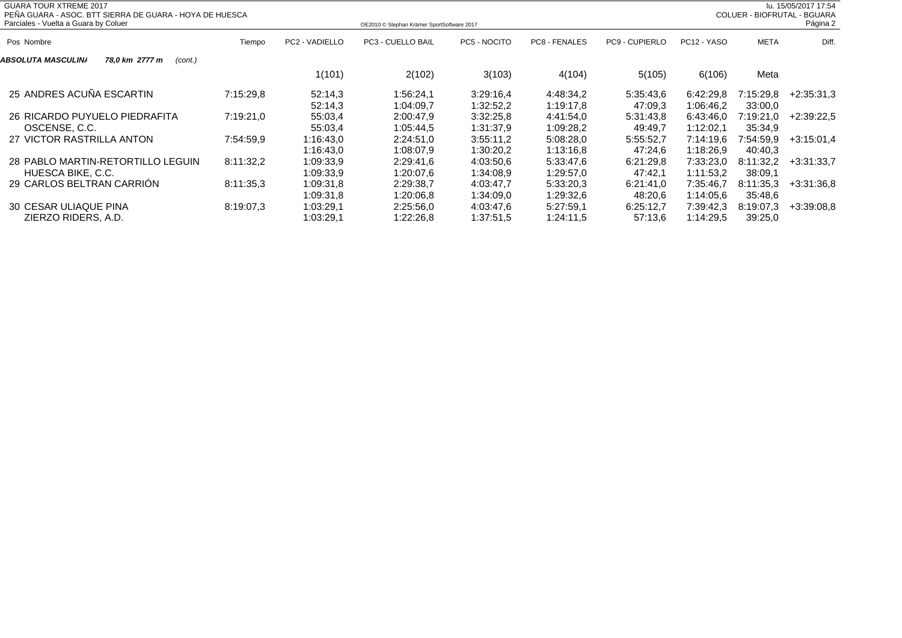GUARA TOUR XTREME 2017
PEÑA GUARA - ASOC. BTT SIERRA DE GUARA - HOYA DE HUESCA
Parciales - Vuelta a Guara by Coluer

lu. 15/05/2017 17:54
COLUER - BIOFRUTAL - BGUARA

OE2010 © Stephan Krämer SportSoftware 2017

***ABSOLUTA MASCULINA** 78,0 km 2777 m (cont.)*

| Pos | Nombre | Tiempo | PC2 - VADIELLO | PC3 - CUELLO BAIL | PC5 - NOCITO | PC8 - FENALES | PC9 - CUPIERLO | PC12 - YASO | META | Diff. |
|---|---|---|---|---|---|---|---|---|---|---|
| | | | 1(101) | 2(102) | 3(103) | 4(104) | 5(105) | 6(106) | Meta | |
| 25 | ANDRES ACUÑA ESCARTIN | 7:15:29,8 | 52:14,3 | 1:56:24,1 | 3:29:16,4 | 4:48:34,2 | 5:35:43,6 | 6:42:29,8 | 7:15:29,8 | +2:35:31,3 |
| | | | 52:14,3 | 1:04:09,7 | 1:32:52,2 | 1:19:17,8 | 47:09,3 | 1:06:46,2 | 33:00,0 | |
| 26 | RICARDO PUYUELO PIEDRAFITA | 7:19:21,0 | 55:03,4 | 2:00:47,9 | 3:32:25,8 | 4:41:54,0 | 5:31:43,8 | 6:43:46,0 | 7:19:21,0 | +2:39:22,5 |
| | OSCENSE, C.C. | | 55:03,4 | 1:05:44,5 | 1:31:37,9 | 1:09:28,2 | 49:49,7 | 1:12:02,1 | 35:34,9 | |
| 27 | VICTOR RASTRILLA ANTON | 7:54:59,9 | 1:16:43,0 | 2:24:51,0 | 3:55:11,2 | 5:08:28,0 | 5:55:52,7 | 7:14:19,6 | 7:54:59,9 | +3:15:01,4 |
| | | | 1:16:43,0 | 1:08:07,9 | 1:30:20,2 | 1:13:16,8 | 47:24,6 | 1:18:26,9 | 40:40,3 | |
| 28 | PABLO MARTIN-RETORTILLO LEGUIN | 8:11:32,2 | 1:09:33,9 | 2:29:41,6 | 4:03:50,6 | 5:33:47,6 | 6:21:29,8 | 7:33:23,0 | 8:11:32,2 | +3:31:33,7 |
| | HUESCA BIKE, C.C. | | 1:09:33,9 | 1:20:07,6 | 1:34:08,9 | 1:29:57,0 | 47:42,1 | 1:11:53,2 | 38:09,1 | |
| 29 | CARLOS BELTRAN CARRIÓN | 8:11:35,3 | 1:09:31,8 | 2:29:38,7 | 4:03:47,7 | 5:33:20,3 | 6:21:41,0 | 7:35:46,7 | 8:11:35,3 | +3:31:36,8 |
| | | | 1:09:31,8 | 1:20:06,8 | 1:34:09,0 | 1:29:32,6 | 48:20,6 | 1:14:05,6 | 35:48,6 | |
| 30 | CESAR ULIAQUE PINA | 8:19:07,3 | 1:03:29,1 | 2:25:56,0 | 4:03:47,6 | 5:27:59,1 | 6:25:12,7 | 7:39:42,3 | 8:19:07,3 | +3:39:08,8 |
| | ZIERZO RIDERS, A.D. | | 1:03:29,1 | 1:22:26,8 | 1:37:51,5 | 1:24:11,5 | 57:13,6 | 1:14:29,5 | 39:25,0 | |